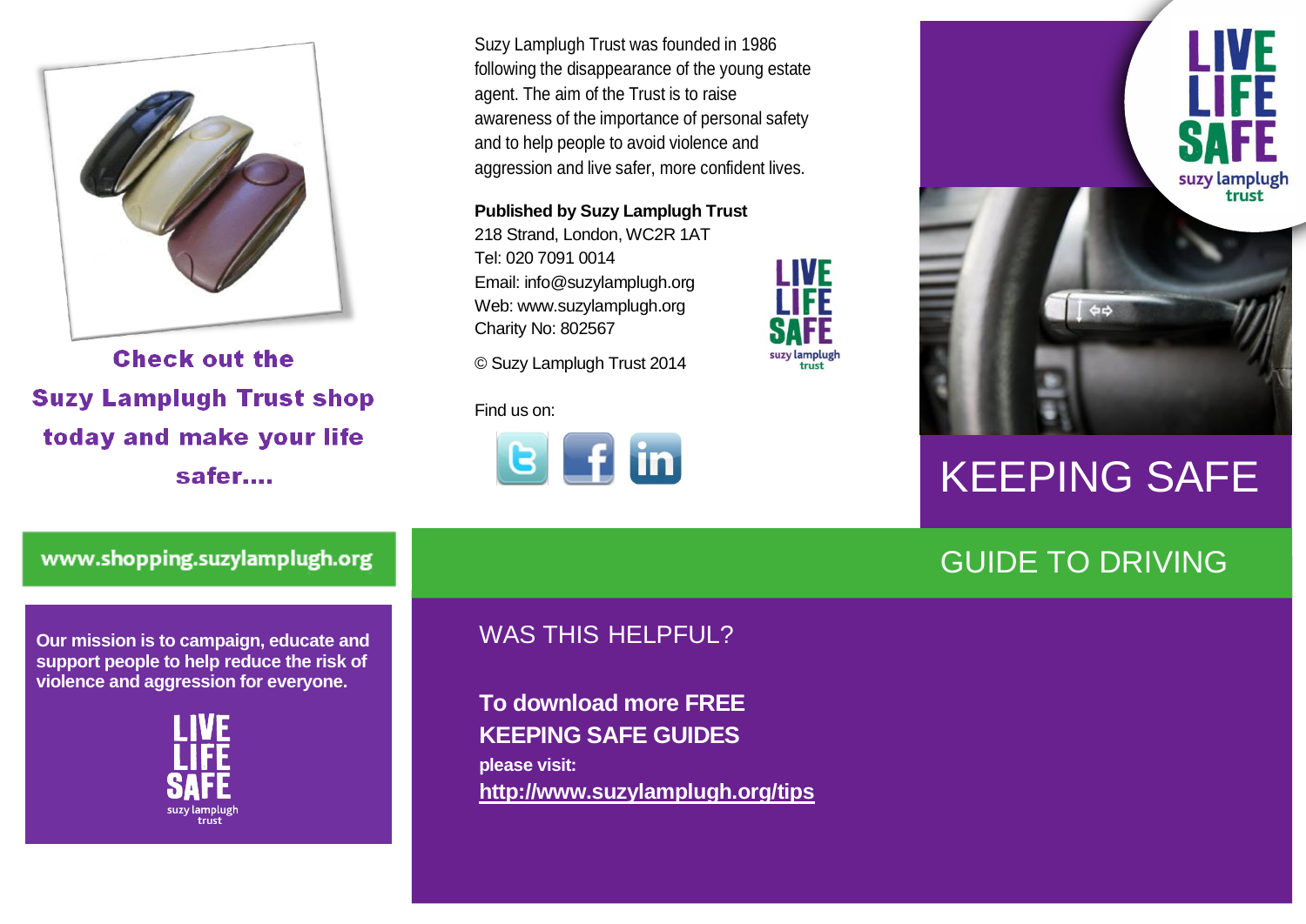Check out the Suzy Lamplugh Trust shop today and make your life safer....

www.shopping.suzylamplugh.org

**Our mission is to campaign, educate and support people to help reduce the risk of violence and aggression for everyone.**

LIVE LIFE SAFE
suzy lamplugh trust

Suzy Lamplugh Trust was founded in 1986 following the disappearance of the young estate agent. The aim of the Trust is to raise awareness of the importance of personal safety and to help people to avoid violence and aggression and live safer, more confident lives.

**Published by Suzy Lamplugh Trust**
218 Strand, London, WC2R 1AT
Tel: 020 7091 0014
Email: info@suzylamplugh.org
Web: www.suzylamplugh.org
Charity No: 802567

© Suzy Lamplugh Trust 2014

LIVE LIFE SAFE
suzy lamplugh trust

Find us on:

## WAS THIS HELPFUL?

**To download more FREE KEEPING SAFE GUIDES**
**please visit:**
**http://www.suzylamplugh.org/tips**

LIVE LIFE SAFE
suzy lamplugh trust

# KEEPING SAFE

## GUIDE TO DRIVING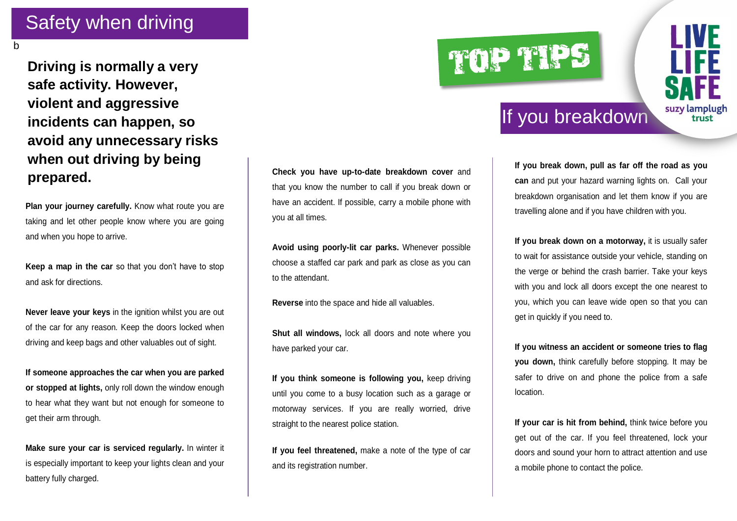# Safety when driving

b

**Driving is normally a very safe activity. However, violent and aggressive incidents can happen, so avoid any unnecessary risks when out driving by being prepared.**

**Plan your journey carefully.** Know what route you are taking and let other people know where you are going and when you hope to arrive.

**Keep a map in the car** so that you don't have to stop and ask for directions.

**Never leave your keys** in the ignition whilst you are out of the car for any reason. Keep the doors locked when driving and keep bags and other valuables out of sight.

**If someone approaches the car when you are parked or stopped at lights,** only roll down the window enough to hear what they want but not enough for someone to get their arm through.

**Make sure your car is serviced regularly.** In winter it is especially important to keep your lights clean and your battery fully charged.

**Check you have up-to-date breakdown cover** and that you know the number to call if you break down or have an accident. If possible, carry a mobile phone with you at all times.

**Avoid using poorly-lit car parks.** Whenever possible choose a staffed car park and park as close as you can to the attendant.

**Reverse** into the space and hide all valuables.

**Shut all windows,** lock all doors and note where you have parked your car.

**If you think someone is following you,** keep driving until you come to a busy location such as a garage or motorway services. If you are really worried, drive straight to the nearest police station.

**If you feel threatened,** make a note of the type of car and its registration number.

TOP TIPS

LIVE LIFE SAFE

suzy lamplugh trust

## If you breakdown

**If you break down, pull as far off the road as you can** and put your hazard warning lights on. Call your breakdown organisation and let them know if you are travelling alone and if you have children with you.

**If you break down on a motorway,** it is usually safer to wait for assistance outside your vehicle, standing on the verge or behind the crash barrier. Take your keys with you and lock all doors except the one nearest to you, which you can leave wide open so that you can get in quickly if you need to.

**If you witness an accident or someone tries to flag you down,** think carefully before stopping. It may be safer to drive on and phone the police from a safe location.

**If your car is hit from behind,** think twice before you get out of the car. If you feel threatened, lock your doors and sound your horn to attract attention and use a mobile phone to contact the police.